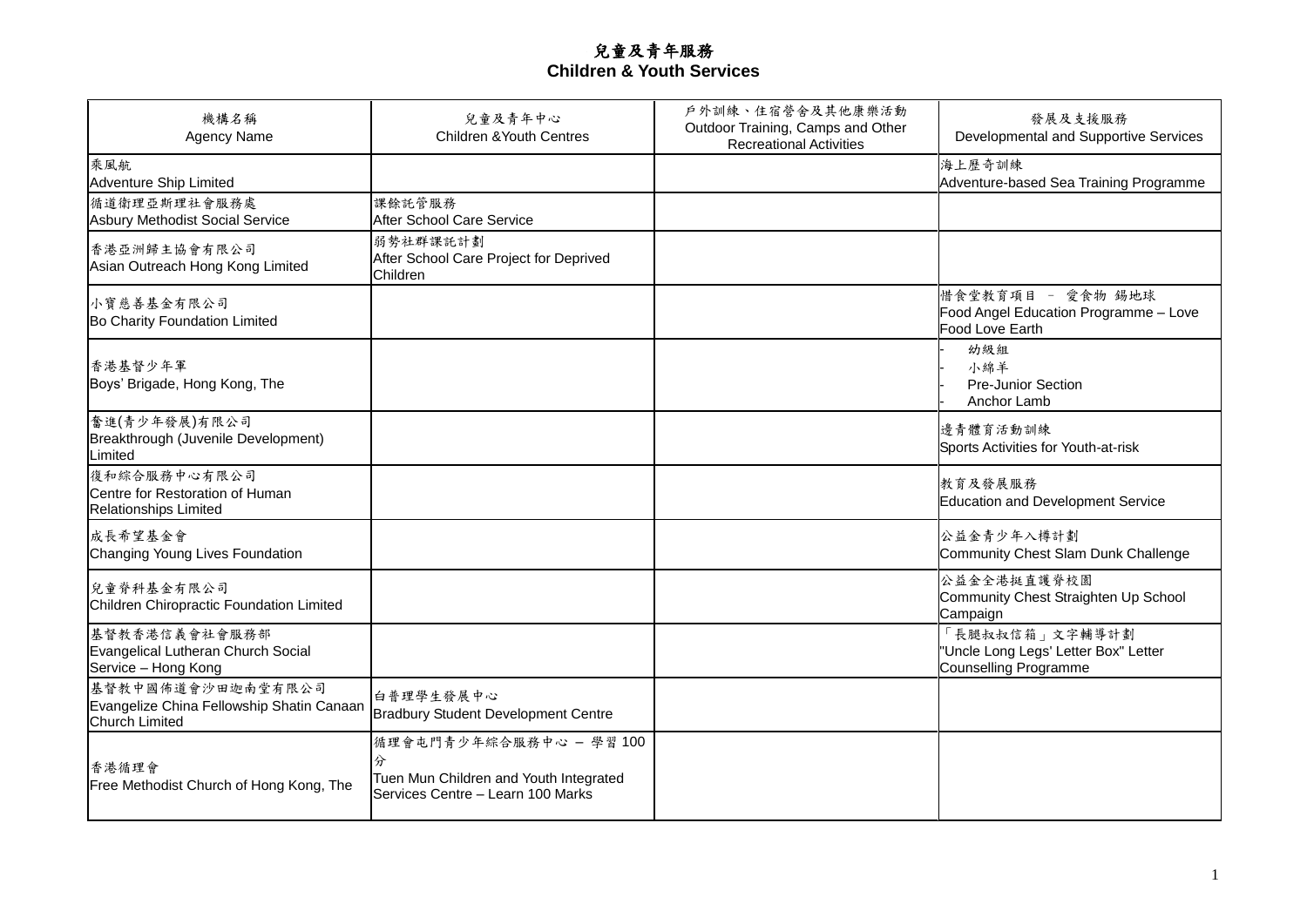# 兒童及青年服務
# Children & Youth Services

| 機構名稱<br>Agency Name | 兒童及青年中心<br>Children &Youth Centres | 戶外訓練、住宿營舍及其他康樂活動<br>Outdoor Training, Camps and Other Recreational Activities | 發展及支援服務<br>Developmental and Supportive Services |
|---|---|---|---|
| 乘風航<br>Adventure Ship Limited | | | 海上歷奇訓練<br>Adventure-based Sea Training Programme |
| 循道衛理亞斯理社會服務處<br>Asbury Methodist Social Service | 課餘託管服務<br>After School Care Service | | |
| 香港亞洲歸主協會有限公司<br>Asian Outreach Hong Kong Limited | 弱勢社群課託計劃<br>After School Care Project for Deprived Children | | |
| 小寶慈善基金有限公司<br>Bo Charity Foundation Limited | | | 惜食堂教育項目 – 愛食物 錫地球<br>Food Angel Education Programme – Love Food Love Earth |
| 香港基督少年軍<br>Boys' Brigade, Hong Kong, The | | | - 幼級組<br>- 小綿羊<br>- Pre-Junior Section<br>- Anchor Lamb |
| 奮進(青少年發展)有限公司<br>Breakthrough (Juvenile Development) Limited | | | 邊青體育活動訓練<br>Sports Activities for Youth-at-risk |
| 復和綜合服務中心有限公司<br>Centre for Restoration of Human Relationships Limited | | | 教育及發展服務<br>Education and Development Service |
| 成長希望基金會<br>Changing Young Lives Foundation | | | 公益金青少年入樽計劃<br>Community Chest Slam Dunk Challenge |
| 兒童脊科基金有限公司<br>Children Chiropractic Foundation Limited | | | 公益金全港挺直護脊校園<br>Community Chest Straighten Up School Campaign |
| 基督教香港信義會社會服務部<br>Evangelical Lutheran Church Social Service – Hong Kong | | | 「長腿叔叔信箱」文字輔導計劃<br>"Uncle Long Legs' Letter Box" Letter Counselling Programme |
| 基督教中國佈道會沙田迦南堂有限公司<br>Evangelize China Fellowship Shatin Canaan Church Limited | 白普理學生發展中心<br>Bradbury Student Development Centre | | |
| 香港循理會<br>Free Methodist Church of Hong Kong, The | 循理會屯門青少年綜合服務中心 – 學習 100 分<br>Tuen Mun Children and Youth Integrated Services Centre – Learn 100 Marks | | |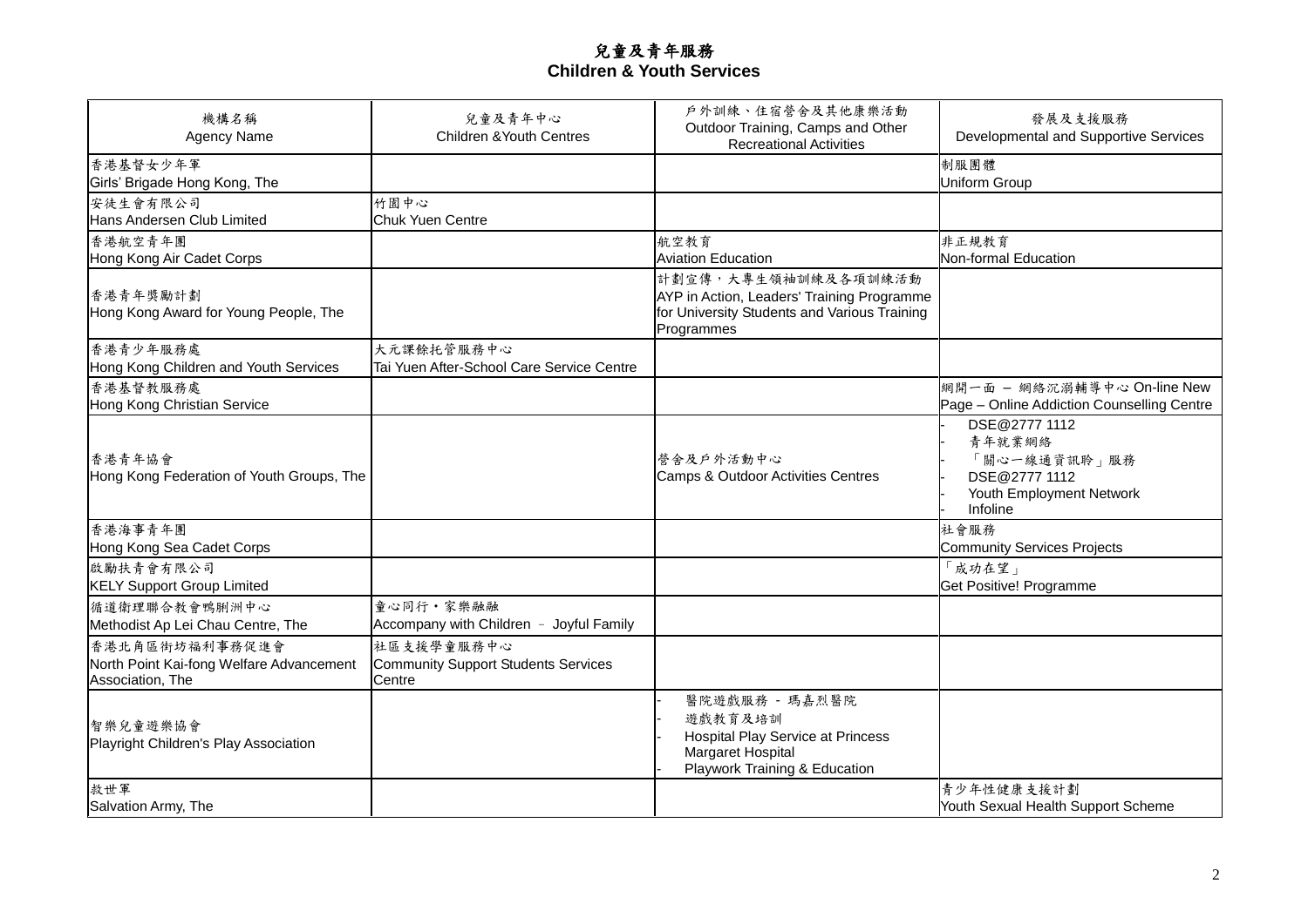# 兒童及青年服務
# Children & Youth Services

| 機構名稱<br>Agency Name | 兒童及青年中心<br>Children &Youth Centres | 戶外訓練、住宿營舍及其他康樂活動<br>Outdoor Training, Camps and Other Recreational Activities | 發展及支援服務<br>Developmental and Supportive Services |
|---|---|---|---|
| 香港基督女少年軍<br>Girls' Brigade Hong Kong, The | | | 制服團體<br>Uniform Group |
| 安徒生會有限公司<br>Hans Andersen Club Limited | 竹園中心<br>Chuk Yuen Centre | | |
| 香港航空青年團<br>Hong Kong Air Cadet Corps | | 航空教育<br>Aviation Education | 非正規教育<br>Non-formal Education |
| 香港青年獎勵計劃<br>Hong Kong Award for Young People, The | | 計劃宣傳，大專生領袖訓練及各項訓練活動<br>AYP in Action, Leaders' Training Programme for University Students and Various Training Programmes | |
| 香港青少年服務處<br>Hong Kong Children and Youth Services | 大元課餘托管服務中心<br>Tai Yuen After-School Care Service Centre | | |
| 香港基督教服務處<br>Hong Kong Christian Service | | | 網開一面 – 網絡沉溺輔導中心 On-line New Page – Online Addiction Counselling Centre |
| 香港青年協會<br>Hong Kong Federation of Youth Groups, The | | 營舍及戶外活動中心<br>Camps & Outdoor Activities Centres | - DSE@2777 1112<br>- 青年就業網絡<br>- 「關心一線通資訊聆」服務<br>- DSE@2777 1112<br>- Youth Employment Network<br>- Infoline |
| 香港海事青年團<br>Hong Kong Sea Cadet Corps | | | 社會服務<br>Community Services Projects |
| 啟勵扶青會有限公司<br>KELY Support Group Limited | | | 「成功在望」<br>Get Positive! Programme |
| 循道衛理聯合教會鴨脷洲中心<br>Methodist Ap Lei Chau Centre, The | 童心同行・家樂融融<br>Accompany with Children – Joyful Family | | |
| 香港北角區街坊福利事務促進會<br>North Point Kai-fong Welfare Advancement Association, The | 社區支援學童服務中心<br>Community Support Students Services Centre | | |
| 智樂兒童遊樂協會<br>Playright Children's Play Association | | - 醫院遊戲服務 - 瑪嘉烈醫院<br>- 遊戲教育及培訓<br>- Hospital Play Service at Princess Margaret Hospital<br>- Playwork Training & Education | |
| 救世軍<br>Salvation Army, The | | | 青少年性健康支援計劃<br>Youth Sexual Health Support Scheme |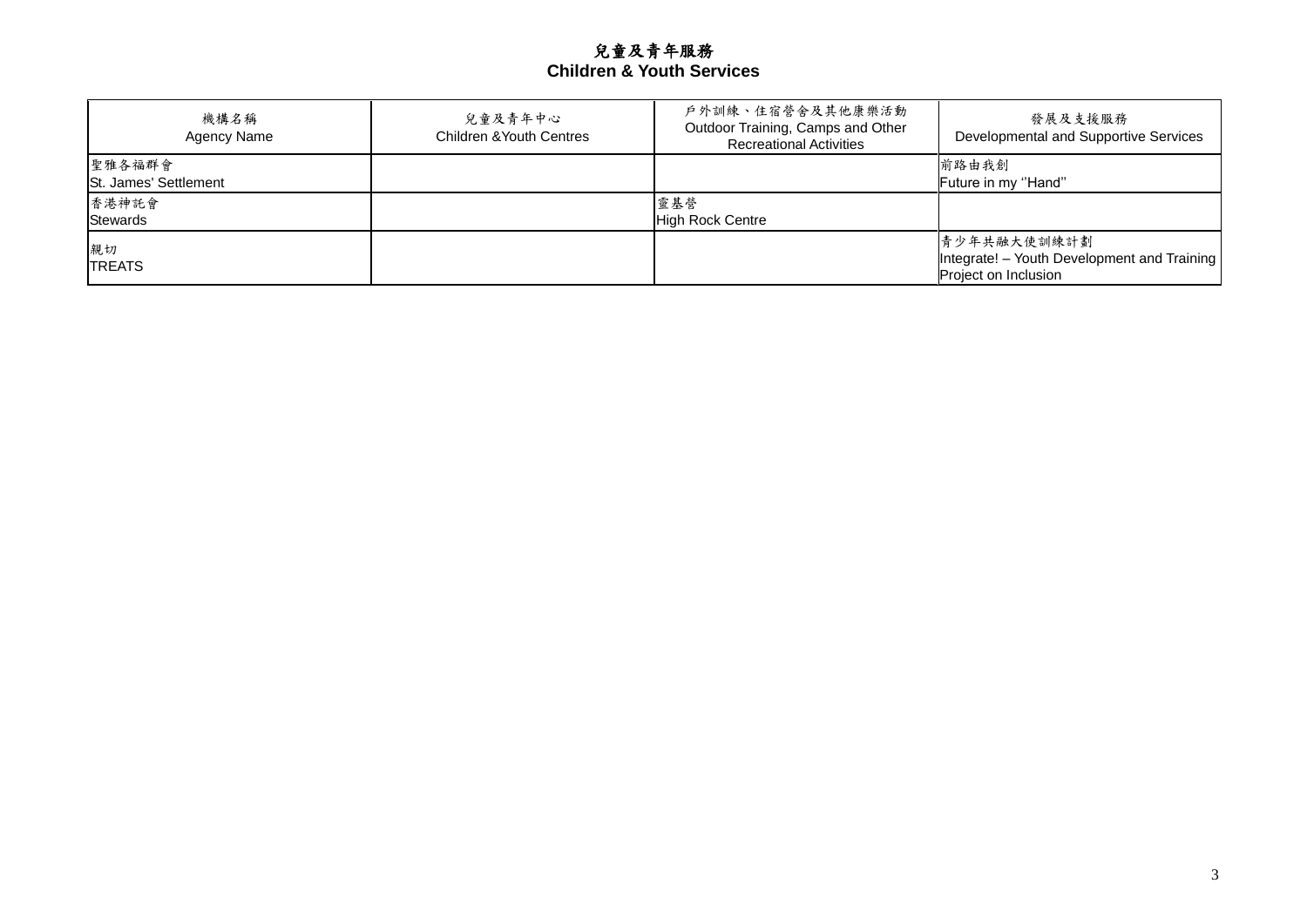# 兒童及青年服務
**Children & Youth Services**

| 機構名稱 Agency Name | 兒童及青年中心 Children &Youth Centres | 戶外訓練、住宿營舍及其他康樂活動 Outdoor Training, Camps and Other Recreational Activities | 發展及支援服務 Developmental and Supportive Services |
|---|---|---|---|
| 聖雅各福群會 St. James' Settlement | | | 前路由我創 Future in my ''Hand'' |
| 香港神託會 Stewards | | 靈基營 High Rock Centre | |
| 親切 TREATS | | | 青少年共融大使訓練計劃 Integrate! – Youth Development and Training Project on Inclusion |